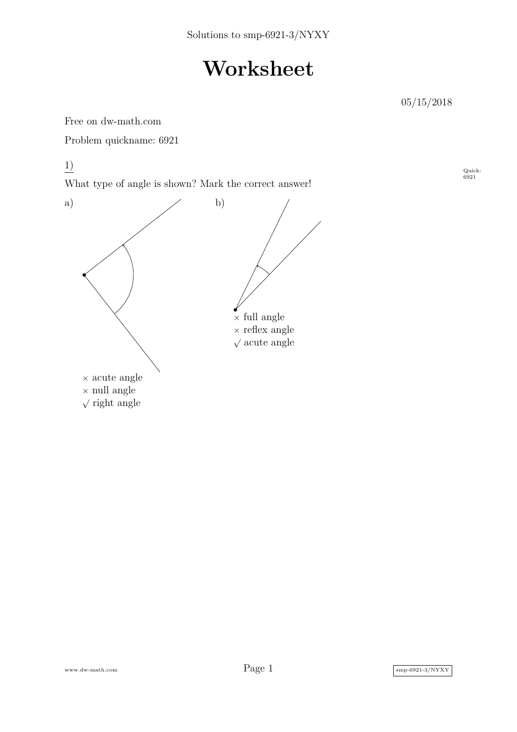Solutions to smp-6921-3/NYXY

# Worksheet

05/15/2018

Free on dw-math.com

Problem quickname: 6921

Quick: 6921

## 1)

What type of angle is shown? Mark the correct answer!

a)

× acute angle
× null angle
√ right angle

b)

× full angle
× reflex angle
√ acute angle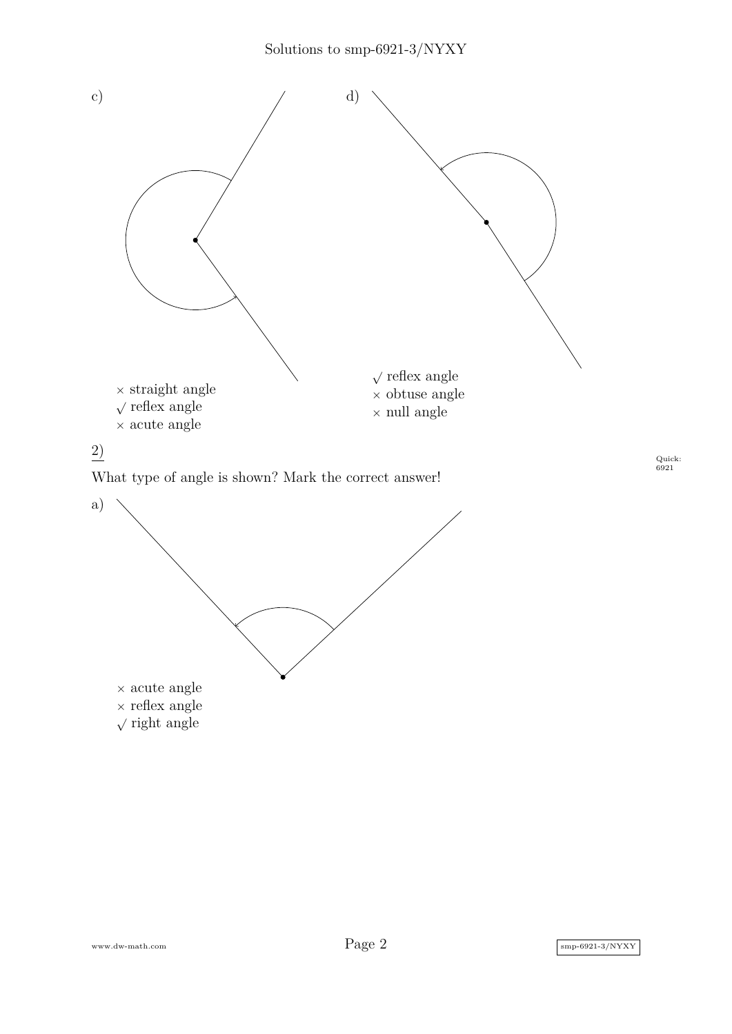c)

× straight angle
√ reflex angle
× acute angle

d)

√ reflex angle
× obtuse angle
× null angle

## 2)

What type of angle is shown? Mark the correct answer!

a)

× acute angle
× reflex angle
√ right angle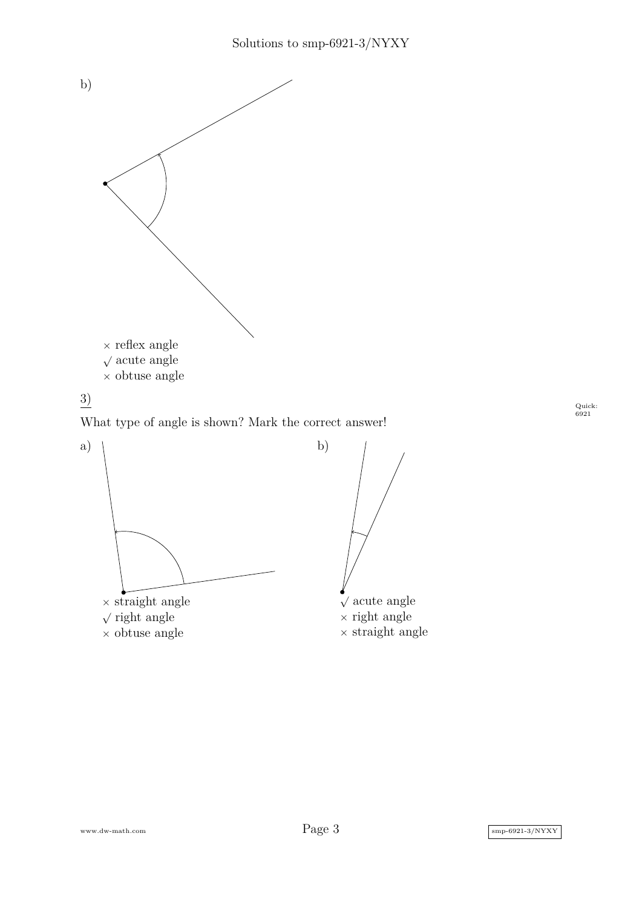b)

× reflex angle
√ acute angle
× obtuse angle

3)

What type of angle is shown? Mark the correct answer!

a)

× straight angle
√ right angle
× obtuse angle

b)

√ acute angle
× right angle
× straight angle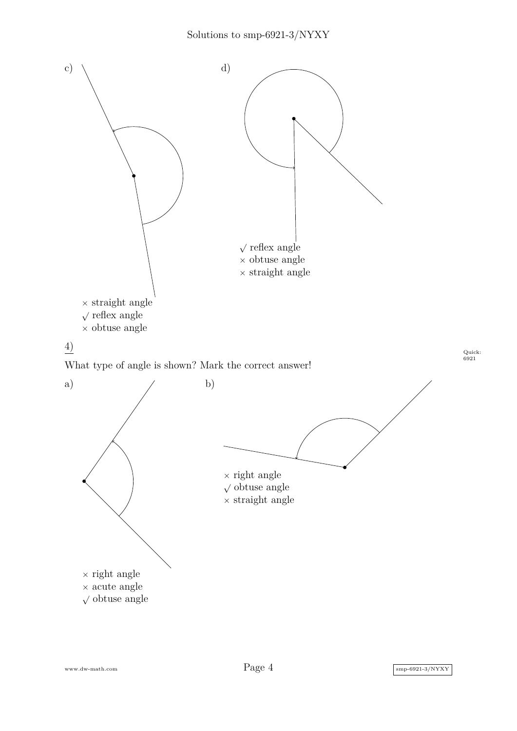c)

× straight angle
√ reflex angle
× obtuse angle

d)

√ reflex angle
× obtuse angle
× straight angle

## 4)

What type of angle is shown? Mark the correct answer!

a)

× right angle
× acute angle
√ obtuse angle

b)

× right angle
√ obtuse angle
× straight angle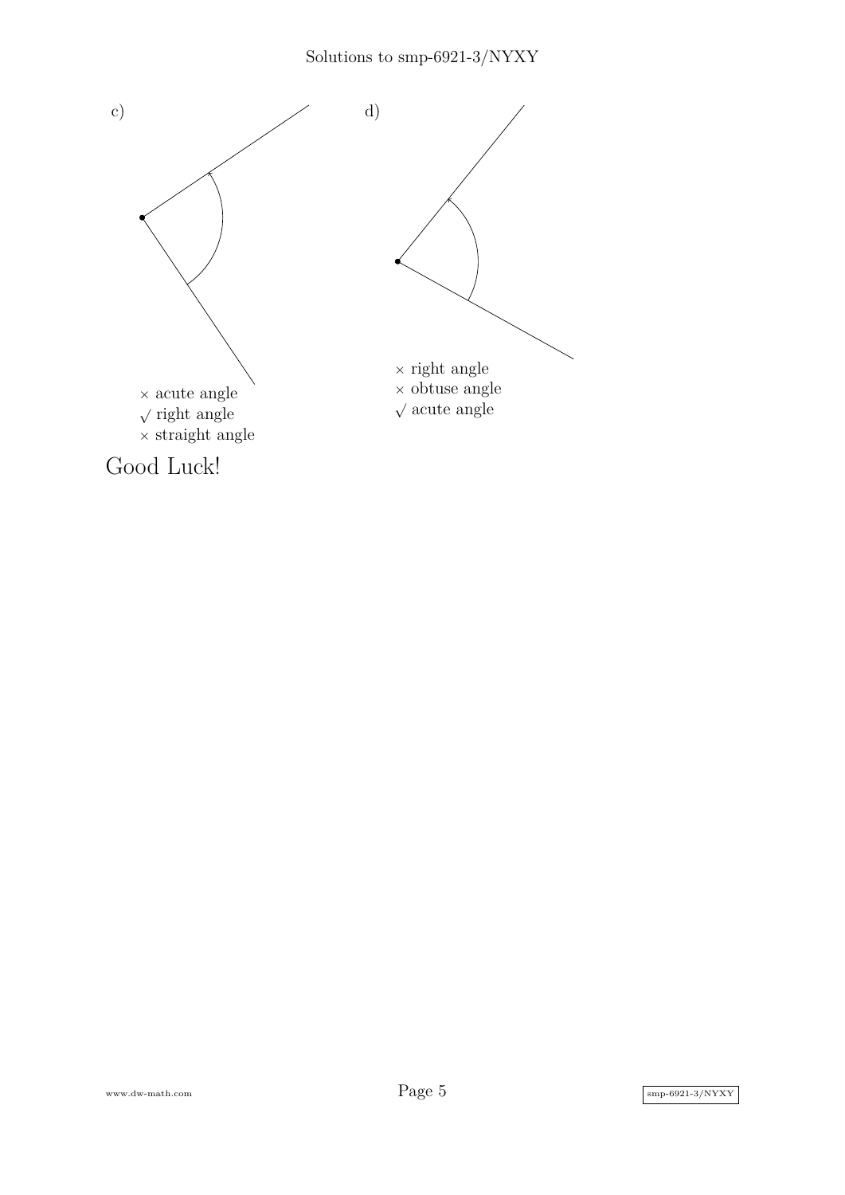c)

× acute angle
√ right angle
× straight angle

d)

× right angle
× obtuse angle
√ acute angle

Good Luck!